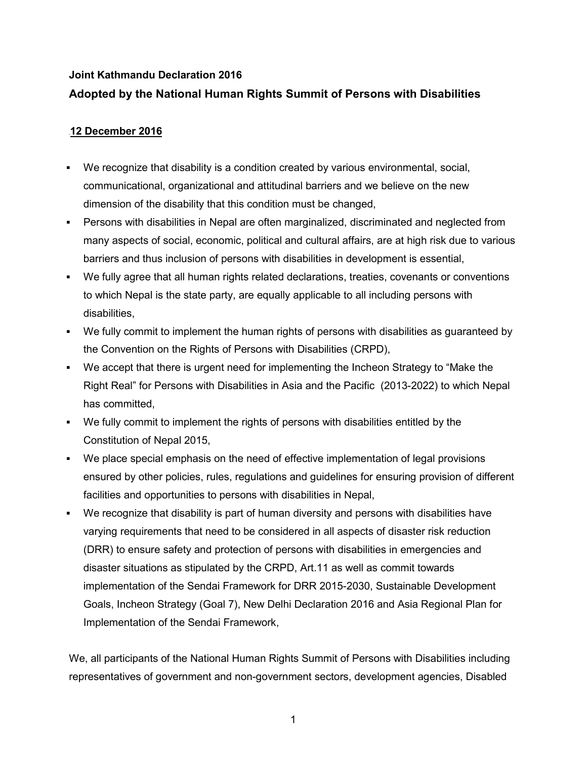**Joint Kathmandu Declaration 2016**

## Adopted by the National Human Rights Summit of Persons with Disabilities

**12 December 2016**

- We recognize that disability is a condition created by various environmental, social, communicational, organizational and attitudinal barriers and we believe on the new dimension of the disability that this condition must be changed,
- Persons with disabilities in Nepal are often marginalized, discriminated and neglected from many aspects of social, economic, political and cultural affairs, are at high risk due to various barriers and thus inclusion of persons with disabilities in development is essential,
- We fully agree that all human rights related declarations, treaties, covenants or conventions to which Nepal is the state party, are equally applicable to all including persons with disabilities,
- We fully commit to implement the human rights of persons with disabilities as guaranteed by the Convention on the Rights of Persons with Disabilities (CRPD),
- We accept that there is urgent need for implementing the Incheon Strategy to "Make the Right Real" for Persons with Disabilities in Asia and the Pacific (2013-2022) to which Nepal has committed,
- We fully commit to implement the rights of persons with disabilities entitled by the Constitution of Nepal 2015,
- We place special emphasis on the need of effective implementation of legal provisions ensured by other policies, rules, regulations and guidelines for ensuring provision of different facilities and opportunities to persons with disabilities in Nepal,
- We recognize that disability is part of human diversity and persons with disabilities have varying requirements that need to be considered in all aspects of disaster risk reduction (DRR) to ensure safety and protection of persons with disabilities in emergencies and disaster situations as stipulated by the CRPD, Art.11 as well as commit towards implementation of the Sendai Framework for DRR 2015-2030, Sustainable Development Goals, Incheon Strategy (Goal 7), New Delhi Declaration 2016 and Asia Regional Plan for Implementation of the Sendai Framework,

We, all participants of the National Human Rights Summit of Persons with Disabilities including representatives of government and non-government sectors, development agencies, Disabled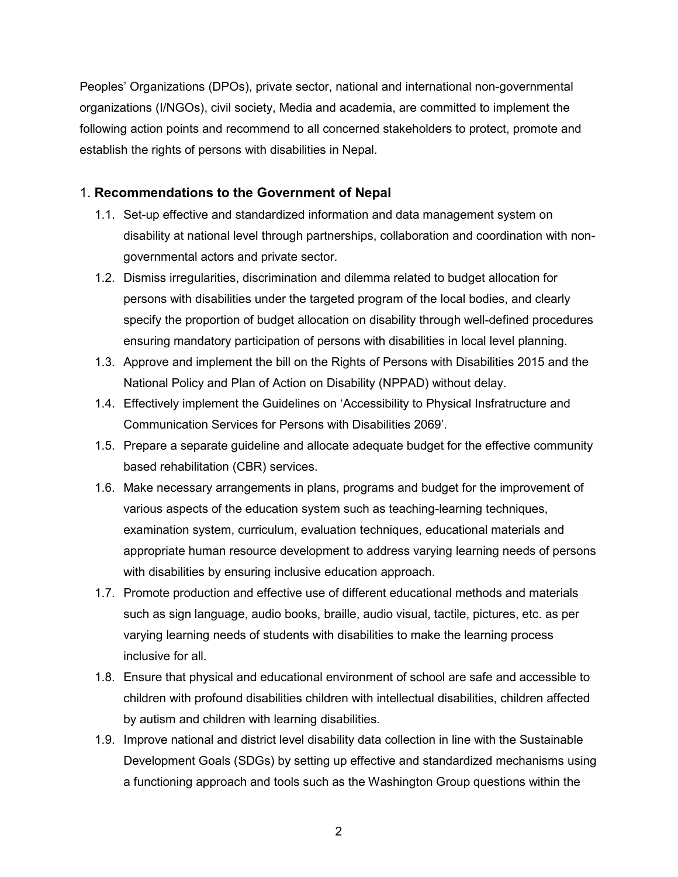Peoples' Organizations (DPOs), private sector, national and international non-governmental organizations (I/NGOs), civil society, Media and academia, are committed to implement the following action points and recommend to all concerned stakeholders to protect, promote and establish the rights of persons with disabilities in Nepal.

## 1. Recommendations to the Government of Nepal

1.1. Set-up effective and standardized information and data management system on disability at national level through partnerships, collaboration and coordination with non-governmental actors and private sector.

1.2. Dismiss irregularities, discrimination and dilemma related to budget allocation for persons with disabilities under the targeted program of the local bodies, and clearly specify the proportion of budget allocation on disability through well-defined procedures ensuring mandatory participation of persons with disabilities in local level planning.

1.3. Approve and implement the bill on the Rights of Persons with Disabilities 2015 and the National Policy and Plan of Action on Disability (NPPAD) without delay.

1.4. Effectively implement the Guidelines on 'Accessibility to Physical Insfratructure and Communication Services for Persons with Disabilities 2069'.

1.5. Prepare a separate guideline and allocate adequate budget for the effective community based rehabilitation (CBR) services.

1.6. Make necessary arrangements in plans, programs and budget for the improvement of various aspects of the education system such as teaching-learning techniques, examination system, curriculum, evaluation techniques, educational materials and appropriate human resource development to address varying learning needs of persons with disabilities by ensuring inclusive education approach.

1.7. Promote production and effective use of different educational methods and materials such as sign language, audio books, braille, audio visual, tactile, pictures, etc. as per varying learning needs of students with disabilities to make the learning process inclusive for all.

1.8. Ensure that physical and educational environment of school are safe and accessible to children with profound disabilities children with intellectual disabilities, children affected by autism and children with learning disabilities.

1.9. Improve national and district level disability data collection in line with the Sustainable Development Goals (SDGs) by setting up effective and standardized mechanisms using a functioning approach and tools such as the Washington Group questions within the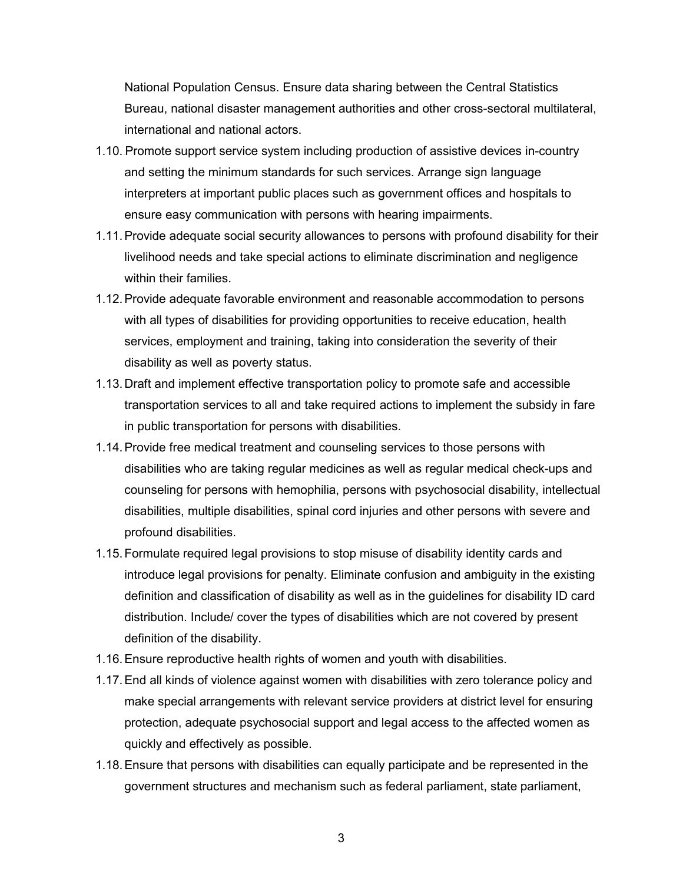National Population Census. Ensure data sharing between the Central Statistics Bureau, national disaster management authorities and other cross-sectoral multilateral, international and national actors.

1.10. Promote support service system including production of assistive devices in-country and setting the minimum standards for such services. Arrange sign language interpreters at important public places such as government offices and hospitals to ensure easy communication with persons with hearing impairments.

1.11. Provide adequate social security allowances to persons with profound disability for their livelihood needs and take special actions to eliminate discrimination and negligence within their families.

1.12. Provide adequate favorable environment and reasonable accommodation to persons with all types of disabilities for providing opportunities to receive education, health services, employment and training, taking into consideration the severity of their disability as well as poverty status.

1.13. Draft and implement effective transportation policy to promote safe and accessible transportation services to all and take required actions to implement the subsidy in fare in public transportation for persons with disabilities.

1.14. Provide free medical treatment and counseling services to those persons with disabilities who are taking regular medicines as well as regular medical check-ups and counseling for persons with hemophilia, persons with psychosocial disability, intellectual disabilities, multiple disabilities, spinal cord injuries and other persons with severe and profound disabilities.

1.15. Formulate required legal provisions to stop misuse of disability identity cards and introduce legal provisions for penalty. Eliminate confusion and ambiguity in the existing definition and classification of disability as well as in the guidelines for disability ID card distribution. Include/ cover the types of disabilities which are not covered by present definition of the disability.

1.16. Ensure reproductive health rights of women and youth with disabilities.

1.17. End all kinds of violence against women with disabilities with zero tolerance policy and make special arrangements with relevant service providers at district level for ensuring protection, adequate psychosocial support and legal access to the affected women as quickly and effectively as possible.

1.18. Ensure that persons with disabilities can equally participate and be represented in the government structures and mechanism such as federal parliament, state parliament,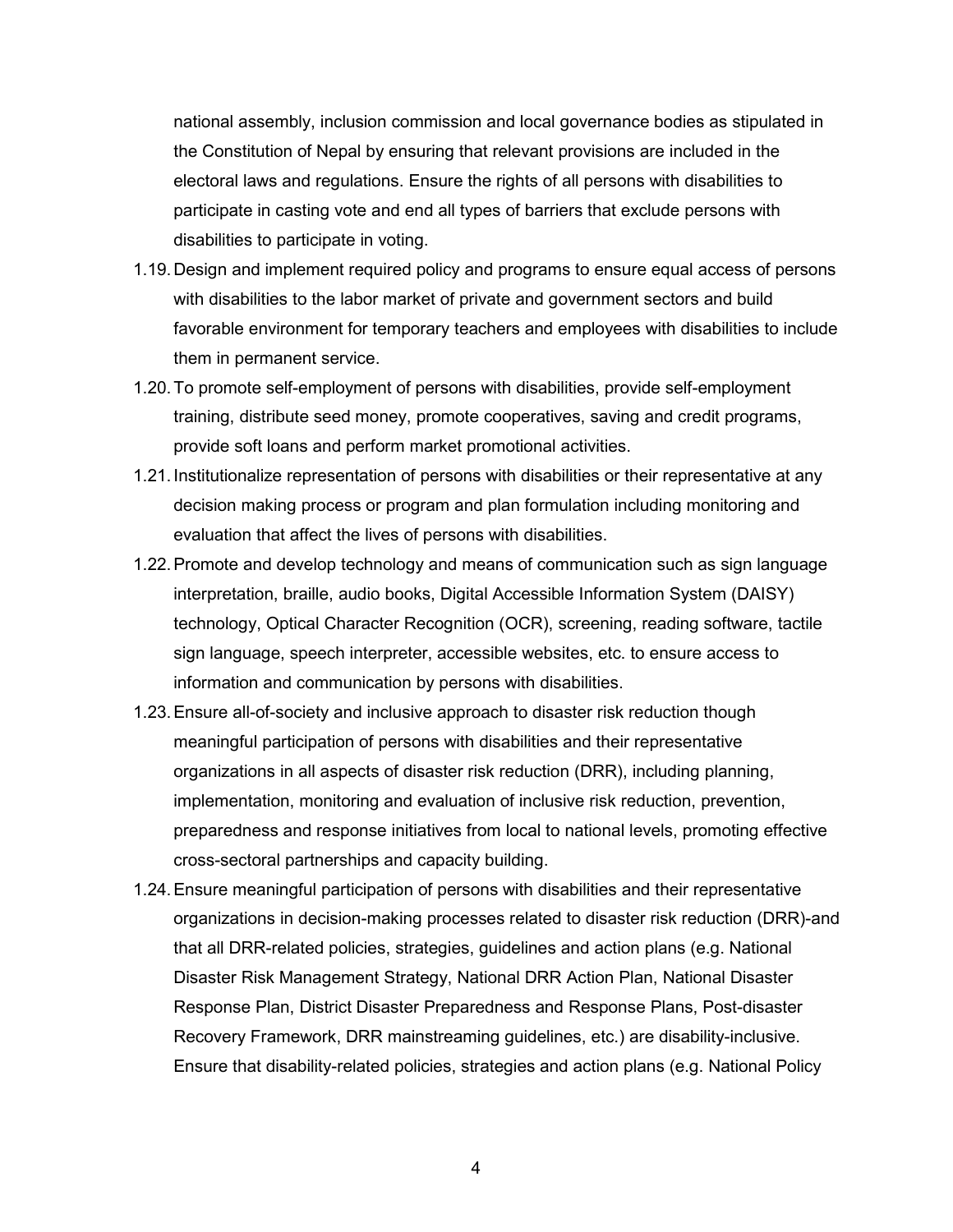national assembly, inclusion commission and local governance bodies as stipulated in the Constitution of Nepal by ensuring that relevant provisions are included in the electoral laws and regulations. Ensure the rights of all persons with disabilities to participate in casting vote and end all types of barriers that exclude persons with disabilities to participate in voting.

1.19. Design and implement required policy and programs to ensure equal access of persons with disabilities to the labor market of private and government sectors and build favorable environment for temporary teachers and employees with disabilities to include them in permanent service.

1.20. To promote self-employment of persons with disabilities, provide self-employment training, distribute seed money, promote cooperatives, saving and credit programs, provide soft loans and perform market promotional activities.

1.21. Institutionalize representation of persons with disabilities or their representative at any decision making process or program and plan formulation including monitoring and evaluation that affect the lives of persons with disabilities.

1.22. Promote and develop technology and means of communication such as sign language interpretation, braille, audio books, Digital Accessible Information System (DAISY) technology, Optical Character Recognition (OCR), screening, reading software, tactile sign language, speech interpreter, accessible websites, etc. to ensure access to information and communication by persons with disabilities.

1.23. Ensure all-of-society and inclusive approach to disaster risk reduction though meaningful participation of persons with disabilities and their representative organizations in all aspects of disaster risk reduction (DRR), including planning, implementation, monitoring and evaluation of inclusive risk reduction, prevention, preparedness and response initiatives from local to national levels, promoting effective cross-sectoral partnerships and capacity building.

1.24. Ensure meaningful participation of persons with disabilities and their representative organizations in decision-making processes related to disaster risk reduction (DRR)-and that all DRR-related policies, strategies, guidelines and action plans (e.g. National Disaster Risk Management Strategy, National DRR Action Plan, National Disaster Response Plan, District Disaster Preparedness and Response Plans, Post-disaster Recovery Framework, DRR mainstreaming guidelines, etc.) are disability-inclusive. Ensure that disability-related policies, strategies and action plans (e.g. National Policy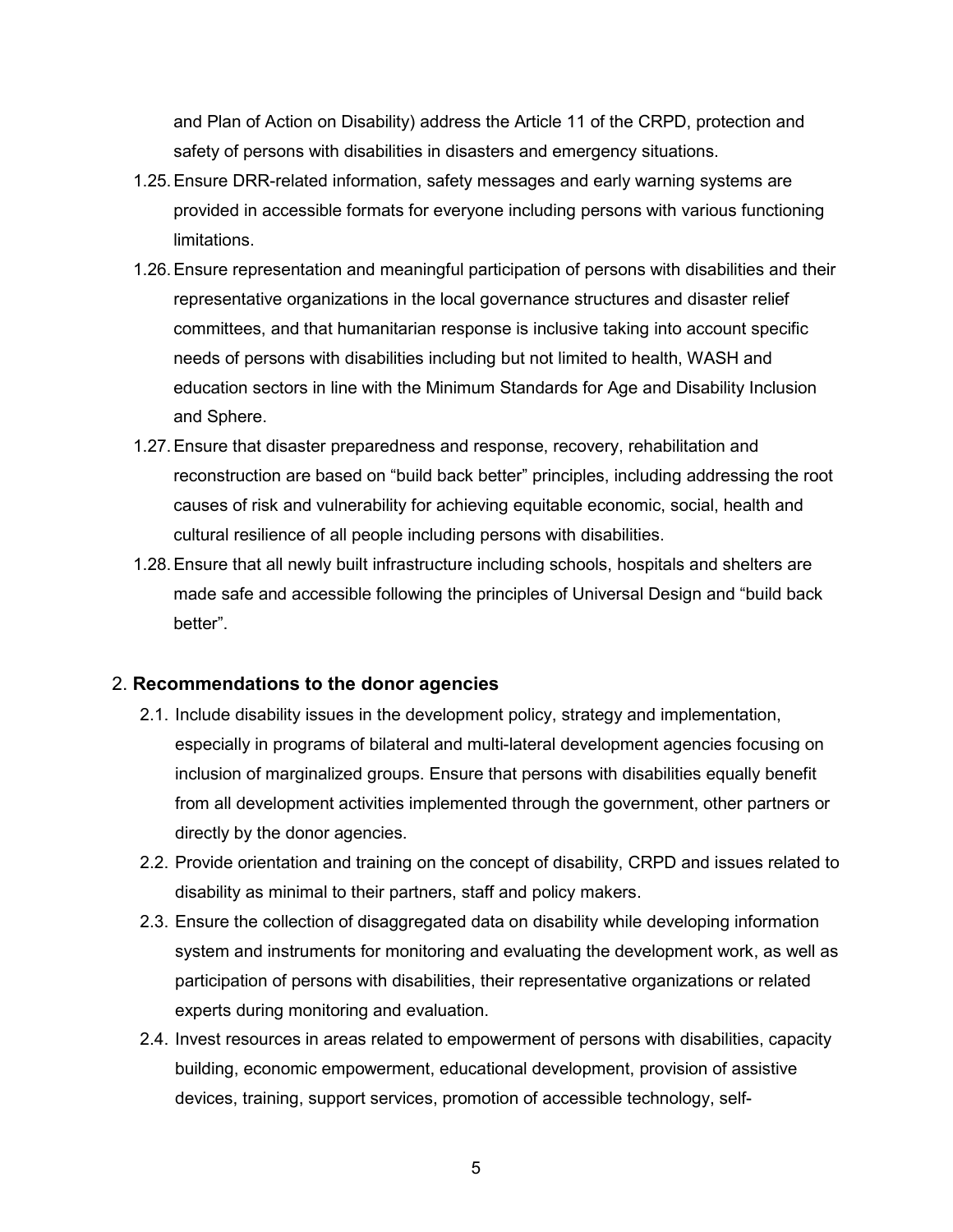and Plan of Action on Disability) address the Article 11 of the CRPD, protection and safety of persons with disabilities in disasters and emergency situations.

1.25. Ensure DRR-related information, safety messages and early warning systems are provided in accessible formats for everyone including persons with various functioning limitations.

1.26. Ensure representation and meaningful participation of persons with disabilities and their representative organizations in the local governance structures and disaster relief committees, and that humanitarian response is inclusive taking into account specific needs of persons with disabilities including but not limited to health, WASH and education sectors in line with the Minimum Standards for Age and Disability Inclusion and Sphere.

1.27. Ensure that disaster preparedness and response, recovery, rehabilitation and reconstruction are based on "build back better" principles, including addressing the root causes of risk and vulnerability for achieving equitable economic, social, health and cultural resilience of all people including persons with disabilities.

1.28. Ensure that all newly built infrastructure including schools, hospitals and shelters are made safe and accessible following the principles of Universal Design and "build back better".

## 2. **Recommendations to the donor agencies**

2.1. Include disability issues in the development policy, strategy and implementation, especially in programs of bilateral and multi-lateral development agencies focusing on inclusion of marginalized groups. Ensure that persons with disabilities equally benefit from all development activities implemented through the government, other partners or directly by the donor agencies.

2.2. Provide orientation and training on the concept of disability, CRPD and issues related to disability as minimal to their partners, staff and policy makers.

2.3. Ensure the collection of disaggregated data on disability while developing information system and instruments for monitoring and evaluating the development work, as well as participation of persons with disabilities, their representative organizations or related experts during monitoring and evaluation.

2.4. Invest resources in areas related to empowerment of persons with disabilities, capacity building, economic empowerment, educational development, provision of assistive devices, training, support services, promotion of accessible technology, self-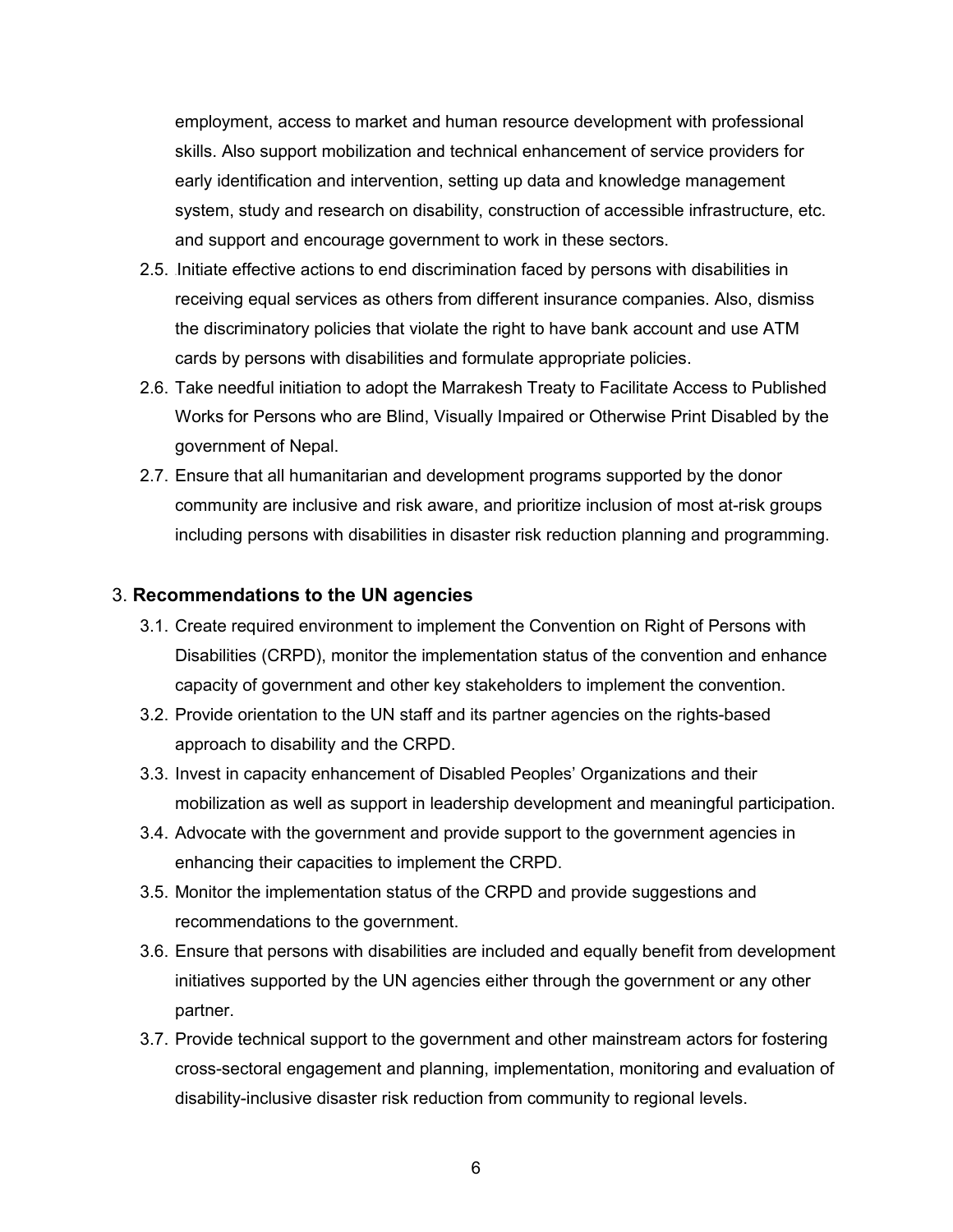employment, access to market and human resource development with professional skills. Also support mobilization and technical enhancement of service providers for early identification and intervention, setting up data and knowledge management system, study and research on disability, construction of accessible infrastructure, etc. and support and encourage government to work in these sectors.

2.5. Initiate effective actions to end discrimination faced by persons with disabilities in receiving equal services as others from different insurance companies. Also, dismiss the discriminatory policies that violate the right to have bank account and use ATM cards by persons with disabilities and formulate appropriate policies.

2.6. Take needful initiation to adopt the Marrakesh Treaty to Facilitate Access to Published Works for Persons who are Blind, Visually Impaired or Otherwise Print Disabled by the government of Nepal.

2.7. Ensure that all humanitarian and development programs supported by the donor community are inclusive and risk aware, and prioritize inclusion of most at-risk groups including persons with disabilities in disaster risk reduction planning and programming.

## 3. **Recommendations to the UN agencies**

3.1. Create required environment to implement the Convention on Right of Persons with Disabilities (CRPD), monitor the implementation status of the convention and enhance capacity of government and other key stakeholders to implement the convention.

3.2. Provide orientation to the UN staff and its partner agencies on the rights-based approach to disability and the CRPD.

3.3. Invest in capacity enhancement of Disabled Peoples' Organizations and their mobilization as well as support in leadership development and meaningful participation.

3.4. Advocate with the government and provide support to the government agencies in enhancing their capacities to implement the CRPD.

3.5. Monitor the implementation status of the CRPD and provide suggestions and recommendations to the government.

3.6. Ensure that persons with disabilities are included and equally benefit from development initiatives supported by the UN agencies either through the government or any other partner.

3.7. Provide technical support to the government and other mainstream actors for fostering cross-sectoral engagement and planning, implementation, monitoring and evaluation of disability-inclusive disaster risk reduction from community to regional levels.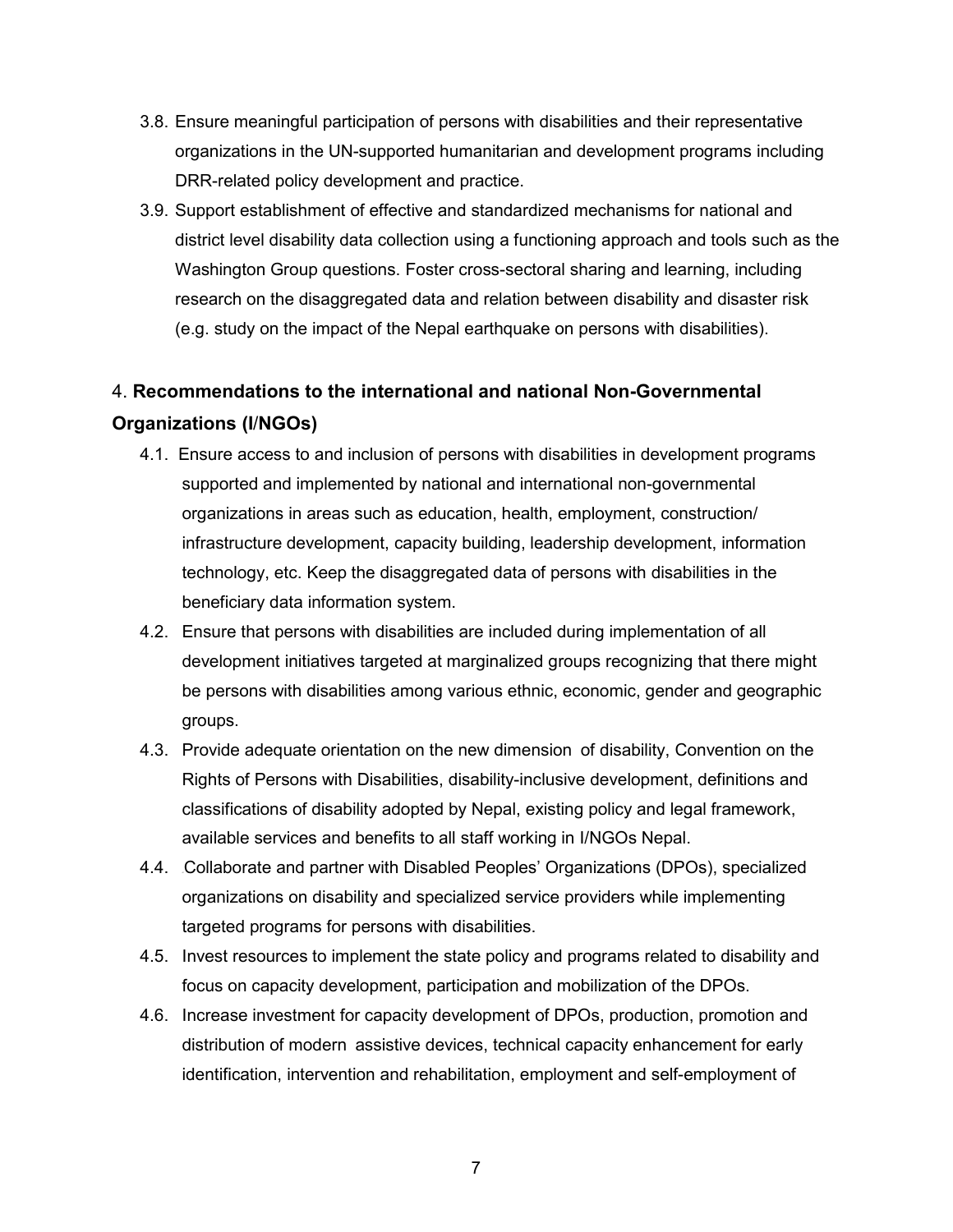3.8. Ensure meaningful participation of persons with disabilities and their representative organizations in the UN-supported humanitarian and development programs including DRR-related policy development and practice.

3.9. Support establishment of effective and standardized mechanisms for national and district level disability data collection using a functioning approach and tools such as the Washington Group questions. Foster cross-sectoral sharing and learning, including research on the disaggregated data and relation between disability and disaster risk (e.g. study on the impact of the Nepal earthquake on persons with disabilities).

## 4. **Recommendations to the international and national Non-Governmental Organizations (I/NGOs)**

4.1. Ensure access to and inclusion of persons with disabilities in development programs supported and implemented by national and international non-governmental organizations in areas such as education, health, employment, construction/ infrastructure development, capacity building, leadership development, information technology, etc. Keep the disaggregated data of persons with disabilities in the beneficiary data information system.

4.2. Ensure that persons with disabilities are included during implementation of all development initiatives targeted at marginalized groups recognizing that there might be persons with disabilities among various ethnic, economic, gender and geographic groups.

4.3. Provide adequate orientation on the new dimension of disability, Convention on the Rights of Persons with Disabilities, disability-inclusive development, definitions and classifications of disability adopted by Nepal, existing policy and legal framework, available services and benefits to all staff working in I/NGOs Nepal.

4.4. Collaborate and partner with Disabled Peoples' Organizations (DPOs), specialized organizations on disability and specialized service providers while implementing targeted programs for persons with disabilities.

4.5. Invest resources to implement the state policy and programs related to disability and focus on capacity development, participation and mobilization of the DPOs.

4.6. Increase investment for capacity development of DPOs, production, promotion and distribution of modern assistive devices, technical capacity enhancement for early identification, intervention and rehabilitation, employment and self-employment of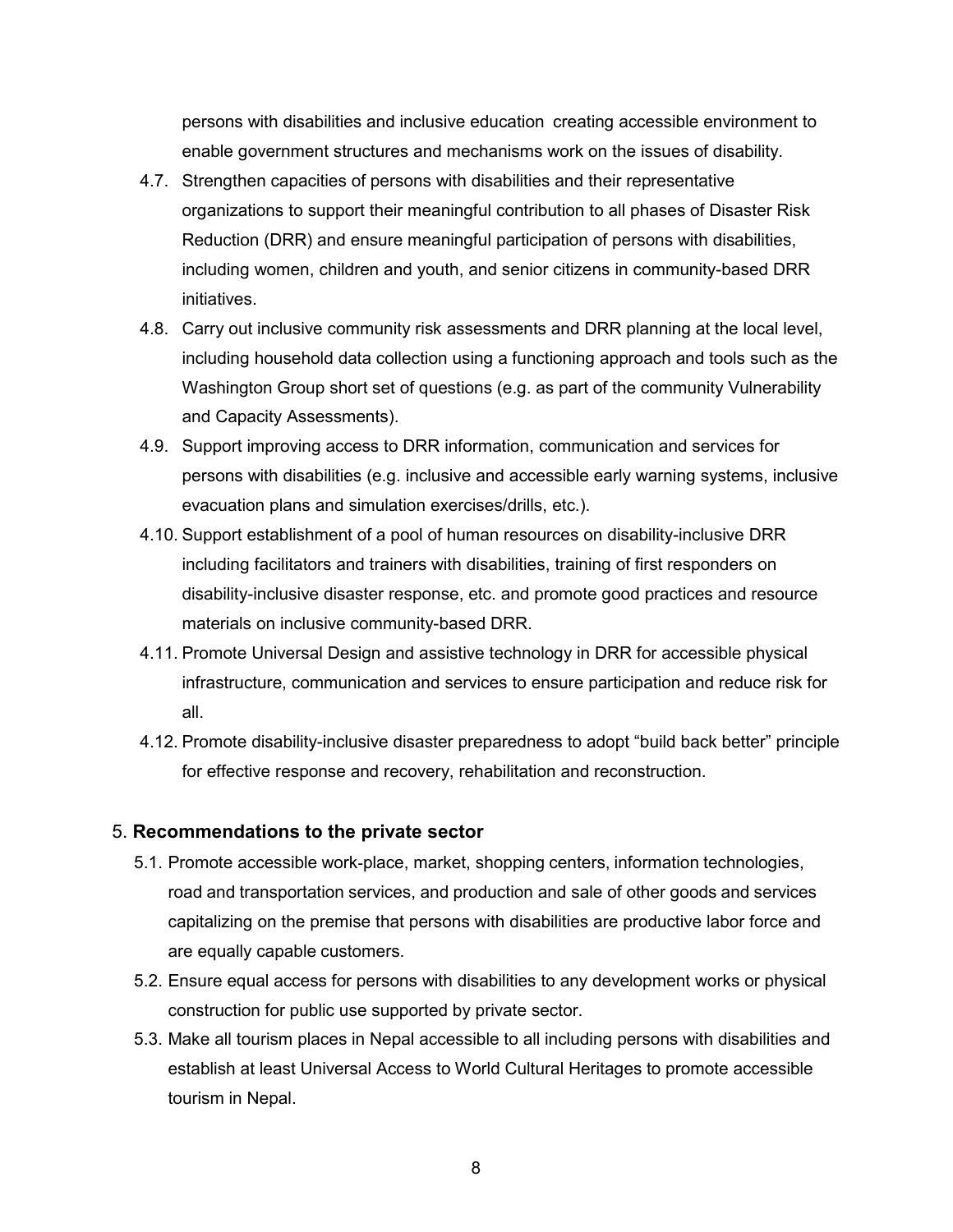persons with disabilities and inclusive education creating accessible environment to enable government structures and mechanisms work on the issues of disability.

4.7. Strengthen capacities of persons with disabilities and their representative organizations to support their meaningful contribution to all phases of Disaster Risk Reduction (DRR) and ensure meaningful participation of persons with disabilities, including women, children and youth, and senior citizens in community-based DRR initiatives.

4.8. Carry out inclusive community risk assessments and DRR planning at the local level, including household data collection using a functioning approach and tools such as the Washington Group short set of questions (e.g. as part of the community Vulnerability and Capacity Assessments).

4.9. Support improving access to DRR information, communication and services for persons with disabilities (e.g. inclusive and accessible early warning systems, inclusive evacuation plans and simulation exercises/drills, etc.).

4.10. Support establishment of a pool of human resources on disability-inclusive DRR including facilitators and trainers with disabilities, training of first responders on disability-inclusive disaster response, etc. and promote good practices and resource materials on inclusive community-based DRR.

4.11. Promote Universal Design and assistive technology in DRR for accessible physical infrastructure, communication and services to ensure participation and reduce risk for all.

4.12. Promote disability-inclusive disaster preparedness to adopt "build back better" principle for effective response and recovery, rehabilitation and reconstruction.

## 5. **Recommendations to the private sector**

5.1. Promote accessible work-place, market, shopping centers, information technologies, road and transportation services, and production and sale of other goods and services capitalizing on the premise that persons with disabilities are productive labor force and are equally capable customers.

5.2. Ensure equal access for persons with disabilities to any development works or physical construction for public use supported by private sector.

5.3. Make all tourism places in Nepal accessible to all including persons with disabilities and establish at least Universal Access to World Cultural Heritages to promote accessible tourism in Nepal.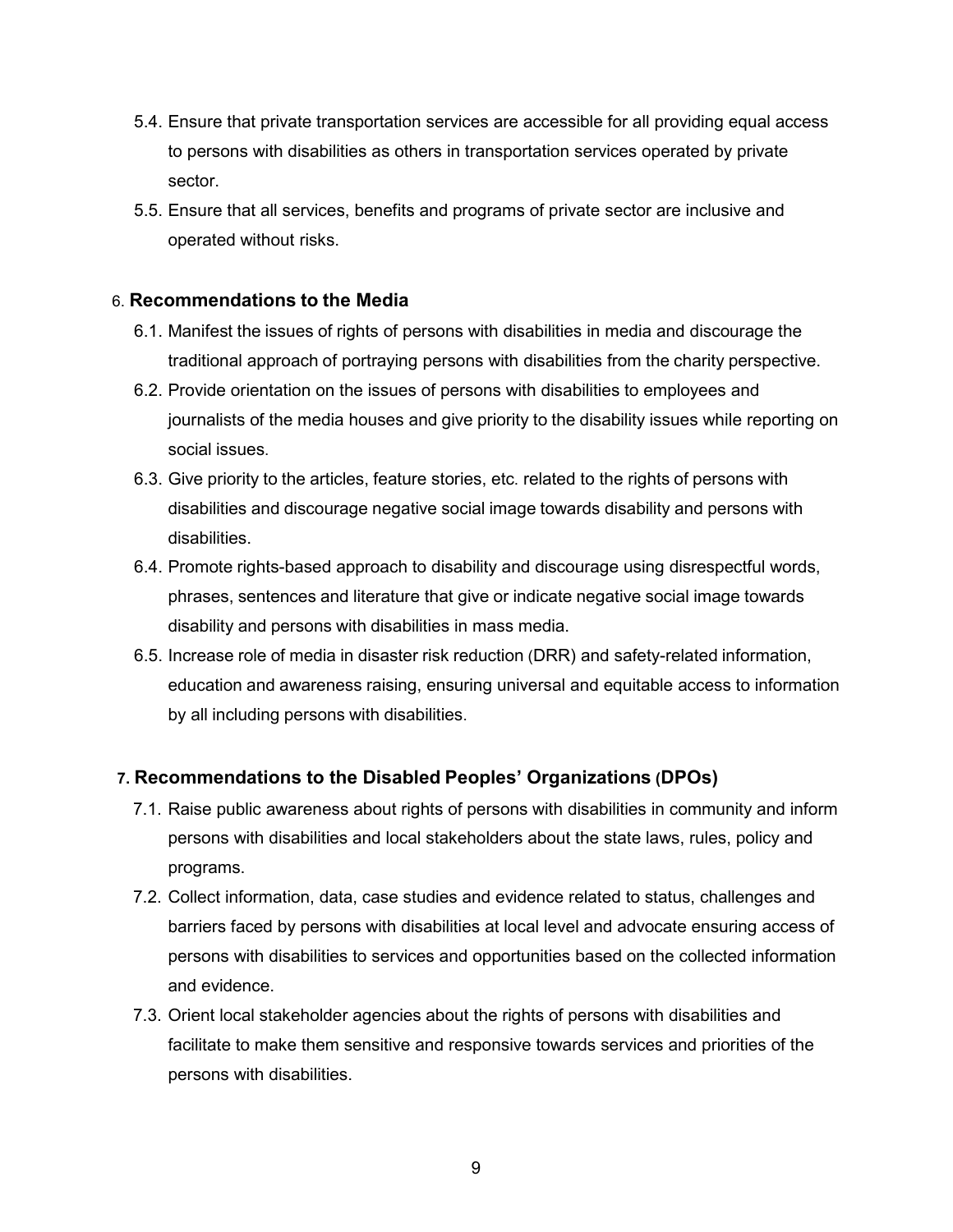5.4. Ensure that private transportation services are accessible for all providing equal access to persons with disabilities as others in transportation services operated by private sector.

5.5. Ensure that all services, benefits and programs of private sector are inclusive and operated without risks.

## 6. Recommendations to the Media

6.1. Manifest the issues of rights of persons with disabilities in media and discourage the traditional approach of portraying persons with disabilities from the charity perspective.

6.2. Provide orientation on the issues of persons with disabilities to employees and journalists of the media houses and give priority to the disability issues while reporting on social issues.

6.3. Give priority to the articles, feature stories, etc. related to the rights of persons with disabilities and discourage negative social image towards disability and persons with disabilities.

6.4. Promote rights-based approach to disability and discourage using disrespectful words, phrases, sentences and literature that give or indicate negative social image towards disability and persons with disabilities in mass media.

6.5. Increase role of media in disaster risk reduction (DRR) and safety-related information, education and awareness raising, ensuring universal and equitable access to information by all including persons with disabilities.

## 7. Recommendations to the Disabled Peoples' Organizations (DPOs)

7.1. Raise public awareness about rights of persons with disabilities in community and inform persons with disabilities and local stakeholders about the state laws, rules, policy and programs.

7.2. Collect information, data, case studies and evidence related to status, challenges and barriers faced by persons with disabilities at local level and advocate ensuring access of persons with disabilities to services and opportunities based on the collected information and evidence.

7.3. Orient local stakeholder agencies about the rights of persons with disabilities and facilitate to make them sensitive and responsive towards services and priorities of the persons with disabilities.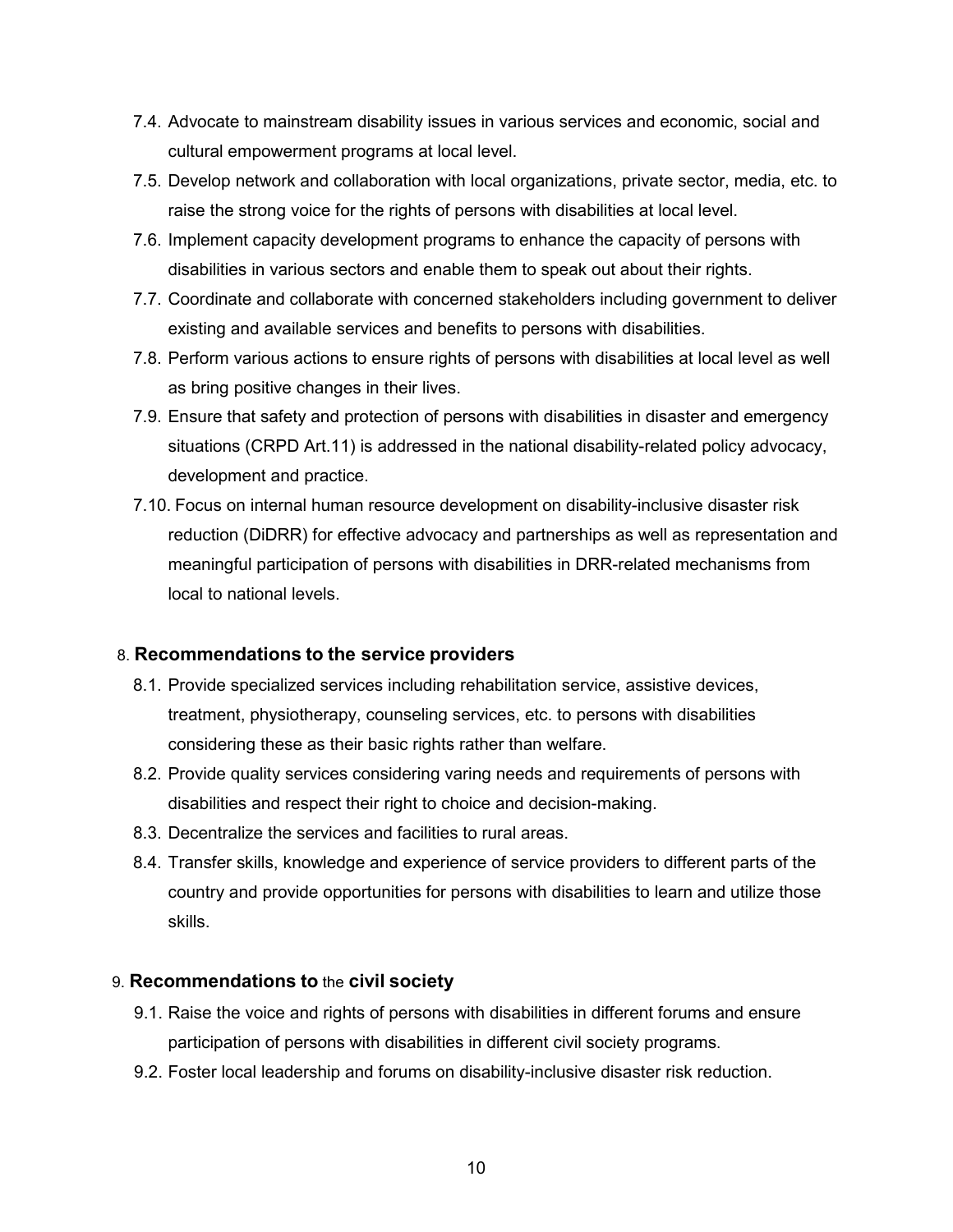7.4. Advocate to mainstream disability issues in various services and economic, social and cultural empowerment programs at local level.

7.5. Develop network and collaboration with local organizations, private sector, media, etc. to raise the strong voice for the rights of persons with disabilities at local level.

7.6. Implement capacity development programs to enhance the capacity of persons with disabilities in various sectors and enable them to speak out about their rights.

7.7. Coordinate and collaborate with concerned stakeholders including government to deliver existing and available services and benefits to persons with disabilities.

7.8. Perform various actions to ensure rights of persons with disabilities at local level as well as bring positive changes in their lives.

7.9. Ensure that safety and protection of persons with disabilities in disaster and emergency situations (CRPD Art.11) is addressed in the national disability-related policy advocacy, development and practice.

7.10. Focus on internal human resource development on disability-inclusive disaster risk reduction (DiDRR) for effective advocacy and partnerships as well as representation and meaningful participation of persons with disabilities in DRR-related mechanisms from local to national levels.

## 8. Recommendations to the service providers

8.1. Provide specialized services including rehabilitation service, assistive devices, treatment, physiotherapy, counseling services, etc. to persons with disabilities considering these as their basic rights rather than welfare.

8.2. Provide quality services considering varing needs and requirements of persons with disabilities and respect their right to choice and decision-making.

8.3. Decentralize the services and facilities to rural areas.

8.4. Transfer skills, knowledge and experience of service providers to different parts of the country and provide opportunities for persons with disabilities to learn and utilize those skills.

## 9. Recommendations to the civil society

9.1. Raise the voice and rights of persons with disabilities in different forums and ensure participation of persons with disabilities in different civil society programs.

9.2. Foster local leadership and forums on disability-inclusive disaster risk reduction.